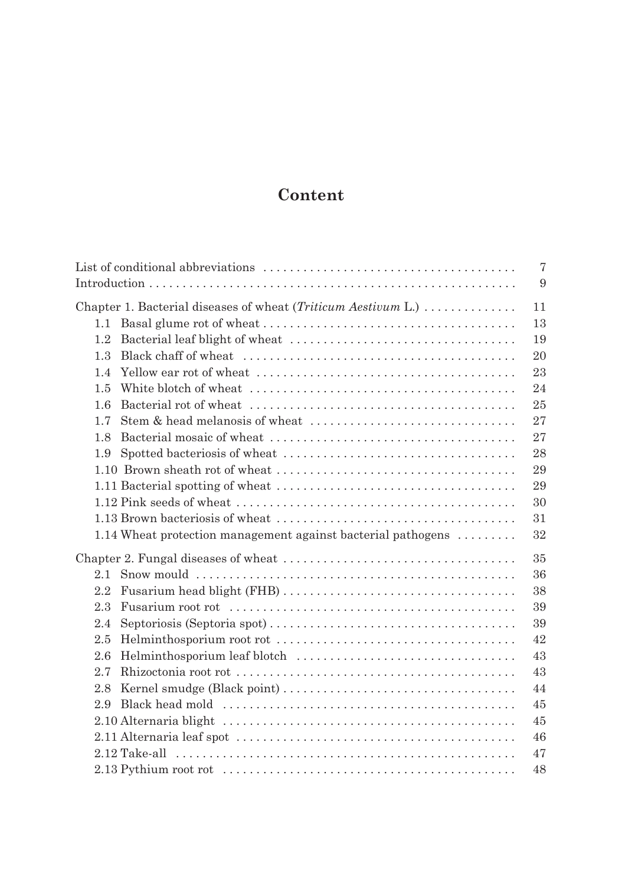# Content

| | |
|---|---|
| List of conditional abbreviations | 7 |
| Introduction | 9 |
| Chapter 1. Bacterial diseases of wheat (*Triticum Aestivum* L.) | 11 |
| 1.1 Basal glume rot of wheat | 13 |
| 1.2 Bacterial leaf blight of wheat | 19 |
| 1.3 Black chaff of wheat | 20 |
| 1.4 Yellow ear rot of wheat | 23 |
| 1.5 White blotch of wheat | 24 |
| 1.6 Bacterial rot of wheat | 25 |
| 1.7 Stem & head melanosis of wheat | 27 |
| 1.8 Bacterial mosaic of wheat | 27 |
| 1.9 Spotted bacteriosis of wheat | 28 |
| 1.10 Brown sheath rot of wheat | 29 |
| 1.11 Bacterial spotting of wheat | 29 |
| 1.12 Pink seeds of wheat | 30 |
| 1.13 Brown bacteriosis of wheat | 31 |
| 1.14 Wheat protection management against bacterial pathogens | 32 |
| Chapter 2. Fungal diseases of wheat | 35 |
| 2.1 Snow mould | 36 |
| 2.2 Fusarium head blight (FHB) | 38 |
| 2.3 Fusarium root rot | 39 |
| 2.4 Septoriosis (Septoria spot) | 39 |
| 2.5 Helminthosporium root rot | 42 |
| 2.6 Helminthosporium leaf blotch | 43 |
| 2.7 Rhizoctonia root rot | 43 |
| 2.8 Kernel smudge (Black point) | 44 |
| 2.9 Black head mold | 45 |
| 2.10 Alternaria blight | 45 |
| 2.11 Alternaria leaf spot | 46 |
| 2.12 Take-all | 47 |
| 2.13 Pythium root rot | 48 |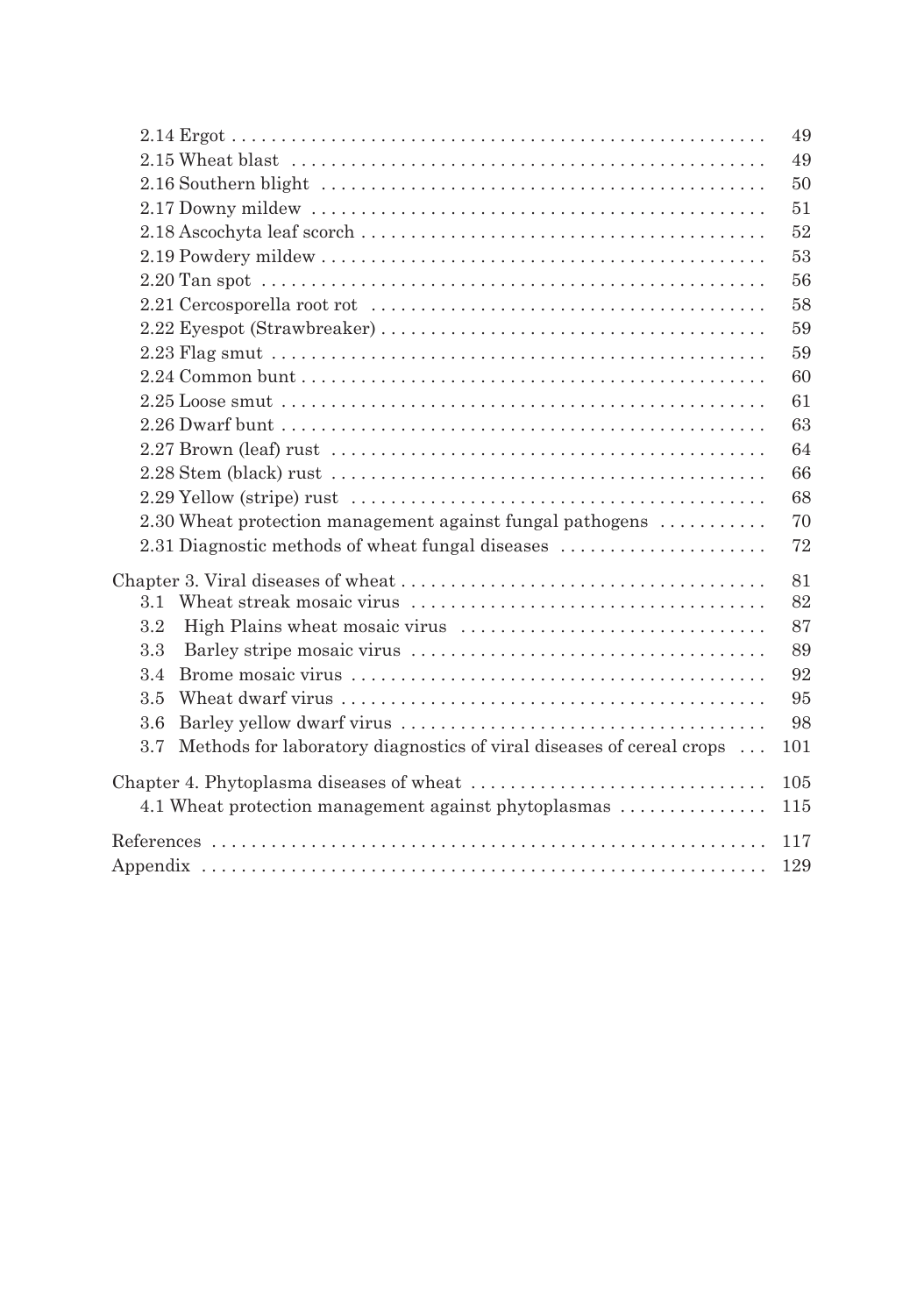2.14 Ergot . . . . . . . . . . . . . . . . . . . . . . . . . . . . . . . . . . . . . . . . . . . . . . . . . . . . . 49
2.15 Wheat blast . . . . . . . . . . . . . . . . . . . . . . . . . . . . . . . . . . . . . . . . . . . . . . . . . 49
2.16 Southern blight . . . . . . . . . . . . . . . . . . . . . . . . . . . . . . . . . . . . . . . . . . . . . 50
2.17 Downy mildew . . . . . . . . . . . . . . . . . . . . . . . . . . . . . . . . . . . . . . . . . . . . . . 51
2.18 Ascochyta leaf scorch . . . . . . . . . . . . . . . . . . . . . . . . . . . . . . . . . . . . . . . . . 52
2.19 Powdery mildew . . . . . . . . . . . . . . . . . . . . . . . . . . . . . . . . . . . . . . . . . . . . . 53
2.20 Tan spot . . . . . . . . . . . . . . . . . . . . . . . . . . . . . . . . . . . . . . . . . . . . . . . . . . . 56
2.21 Cercosporella root rot . . . . . . . . . . . . . . . . . . . . . . . . . . . . . . . . . . . . . . . . 58
2.22 Eyespot (Strawbreaker) . . . . . . . . . . . . . . . . . . . . . . . . . . . . . . . . . . . . . . . 59
2.23 Flag smut . . . . . . . . . . . . . . . . . . . . . . . . . . . . . . . . . . . . . . . . . . . . . . . . . 59
2.24 Common bunt . . . . . . . . . . . . . . . . . . . . . . . . . . . . . . . . . . . . . . . . . . . . . . 60
2.25 Loose smut . . . . . . . . . . . . . . . . . . . . . . . . . . . . . . . . . . . . . . . . . . . . . . . . 61
2.26 Dwarf bunt . . . . . . . . . . . . . . . . . . . . . . . . . . . . . . . . . . . . . . . . . . . . . . . . 63
2.27 Brown (leaf) rust . . . . . . . . . . . . . . . . . . . . . . . . . . . . . . . . . . . . . . . . . . . . 64
2.28 Stem (black) rust . . . . . . . . . . . . . . . . . . . . . . . . . . . . . . . . . . . . . . . . . . . . 66
2.29 Yellow (stripe) rust . . . . . . . . . . . . . . . . . . . . . . . . . . . . . . . . . . . . . . . . . . 68
2.30 Wheat protection management against fungal pathogens . . . . . . . . . . . 70
2.31 Diagnostic methods of wheat fungal diseases . . . . . . . . . . . . . . . . . . . . . 72

Chapter 3. Viral diseases of wheat . . . . . . . . . . . . . . . . . . . . . . . . . . . . . . . . . . . . 81
3.1 Wheat streak mosaic virus . . . . . . . . . . . . . . . . . . . . . . . . . . . . . . . . . . . . 82
3.2 High Plains wheat mosaic virus . . . . . . . . . . . . . . . . . . . . . . . . . . . . . . . 87
3.3 Barley stripe mosaic virus . . . . . . . . . . . . . . . . . . . . . . . . . . . . . . . . . . . . 89
3.4 Brome mosaic virus . . . . . . . . . . . . . . . . . . . . . . . . . . . . . . . . . . . . . . . . . . 92
3.5 Wheat dwarf virus . . . . . . . . . . . . . . . . . . . . . . . . . . . . . . . . . . . . . . . . . . . 95
3.6 Barley yellow dwarf virus . . . . . . . . . . . . . . . . . . . . . . . . . . . . . . . . . . . . . 98
3.7 Methods for laboratory diagnostics of viral diseases of cereal crops . . . 101

Chapter 4. Phytoplasma diseases of wheat . . . . . . . . . . . . . . . . . . . . . . . . . . . . . 105
4.1 Wheat protection management against phytoplasmas . . . . . . . . . . . . . . . 115

References . . . . . . . . . . . . . . . . . . . . . . . . . . . . . . . . . . . . . . . . . . . . . . . . . . . . . 117
Appendix . . . . . . . . . . . . . . . . . . . . . . . . . . . . . . . . . . . . . . . . . . . . . . . . . . . . . . 129